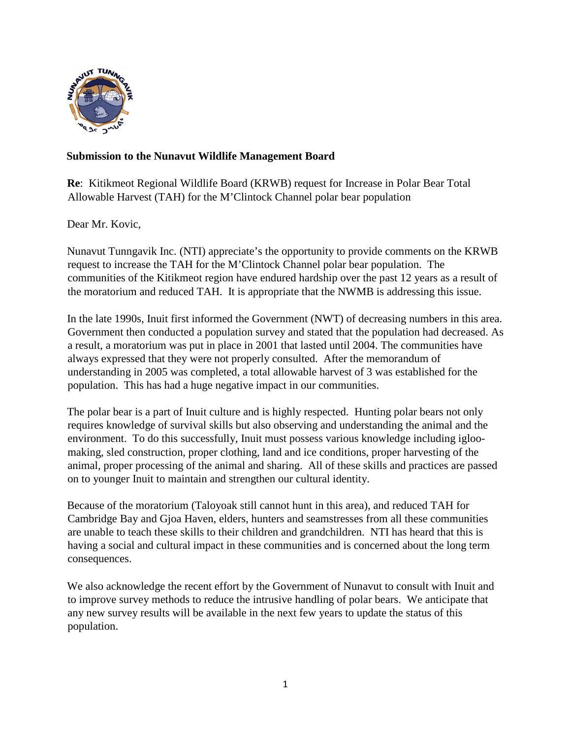**Submission to the Nunavut Wildlife Management Board**

**Re**: Kitikmeot Regional Wildlife Board (KRWB) request for Increase in Polar Bear Total Allowable Harvest (TAH) for the M'Clintock Channel polar bear population

Dear Mr. Kovic,

Nunavut Tunngavik Inc. (NTI) appreciate's the opportunity to provide comments on the KRWB request to increase the TAH for the M'Clintock Channel polar bear population. The communities of the Kitikmeot region have endured hardship over the past 12 years as a result of the moratorium and reduced TAH. It is appropriate that the NWMB is addressing this issue.

In the late 1990s, Inuit first informed the Government (NWT) of decreasing numbers in this area. Government then conducted a population survey and stated that the population had decreased. As a result, a moratorium was put in place in 2001 that lasted until 2004. The communities have always expressed that they were not properly consulted. After the memorandum of understanding in 2005 was completed, a total allowable harvest of 3 was established for the population. This has had a huge negative impact in our communities.

The polar bear is a part of Inuit culture and is highly respected. Hunting polar bears not only requires knowledge of survival skills but also observing and understanding the animal and the environment. To do this successfully, Inuit must possess various knowledge including igloo-making, sled construction, proper clothing, land and ice conditions, proper harvesting of the animal, proper processing of the animal and sharing. All of these skills and practices are passed on to younger Inuit to maintain and strengthen our cultural identity.

Because of the moratorium (Taloyoak still cannot hunt in this area), and reduced TAH for Cambridge Bay and Gjoa Haven, elders, hunters and seamstresses from all these communities are unable to teach these skills to their children and grandchildren. NTI has heard that this is having a social and cultural impact in these communities and is concerned about the long term consequences.

We also acknowledge the recent effort by the Government of Nunavut to consult with Inuit and to improve survey methods to reduce the intrusive handling of polar bears. We anticipate that any new survey results will be available in the next few years to update the status of this population.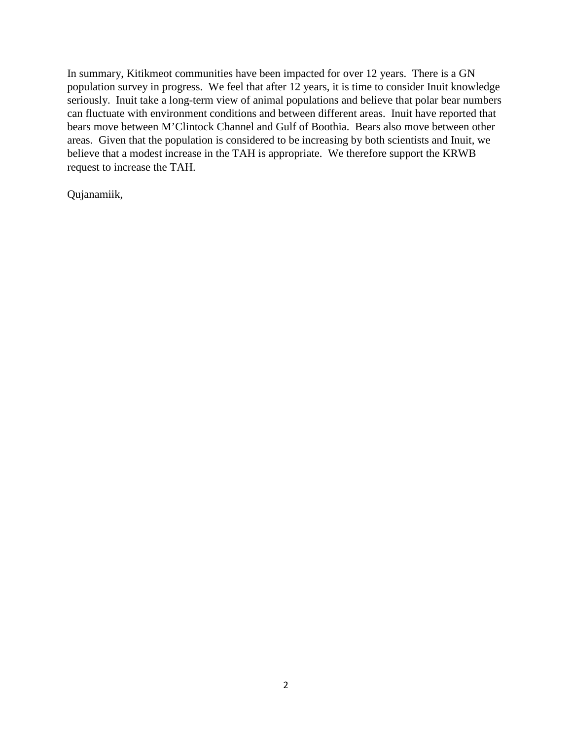In summary, Kitikmeot communities have been impacted for over 12 years. There is a GN population survey in progress. We feel that after 12 years, it is time to consider Inuit knowledge seriously. Inuit take a long-term view of animal populations and believe that polar bear numbers can fluctuate with environment conditions and between different areas. Inuit have reported that bears move between M'Clintock Channel and Gulf of Boothia. Bears also move between other areas. Given that the population is considered to be increasing by both scientists and Inuit, we believe that a modest increase in the TAH is appropriate. We therefore support the KRWB request to increase the TAH.

Qujanamiik,